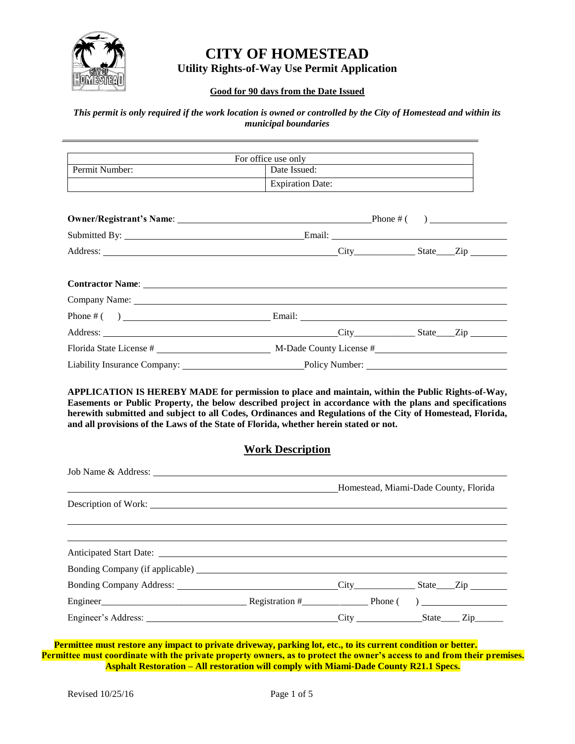# CITY OF HOMESTEAD

## Utility Rights-of-Way Use Permit Application

**Good for 90 days from the Date Issued**

***This permit is only required if the work location is owned or controlled by the City of Homestead and within its municipal boundaries***

| For office use only | |
|---|---|
| Permit Number: | Date Issued: |
| | Expiration Date: |

**Owner/Registrant's Name**: ____________________ Phone # ( ) ____________

Submitted By: ____________________ Email: ____________________

Address: ____________________ City____________ State____Zip ________

**Contractor Name**: ____________________

Company Name: ____________________

Phone # ( ) ____________________ Email: ____________________

Address: ____________________ City____________ State____Zip ________

Florida State License # ____________________ M-Dade County License # ____________________

Liability Insurance Company: ____________________ Policy Number: ____________________

**APPLICATION IS HEREBY MADE for permission to place and maintain, within the Public Rights-of-Way, Easements or Public Property, the below described project in accordance with the plans and specifications herewith submitted and subject to all Codes, Ordinances and Regulations of the City of Homestead, Florida, and all provisions of the Laws of the State of Florida, whether herein stated or not.**

## Work Description

Job Name & Address: ____________________

____________________ Homestead, Miami-Dade County, Florida

Description of Work: ____________________

Anticipated Start Date: ____________________

Bonding Company (if applicable) ____________________

Bonding Company Address: ____________________ City____________ State____Zip ________

Engineer____________________ Registration #____________ Phone ( ) ____________

Engineer's Address: ____________________ City ____________ State____ Zip______

**Permittee must restore any impact to private driveway, parking lot, etc., to its current condition or better.**
**Permittee must coordinate with the private property owners, as to protect the owner's access to and from their premises.**
**Asphalt Restoration – All restoration will comply with Miami-Dade County R21.1 Specs.**

Revised 10/25/16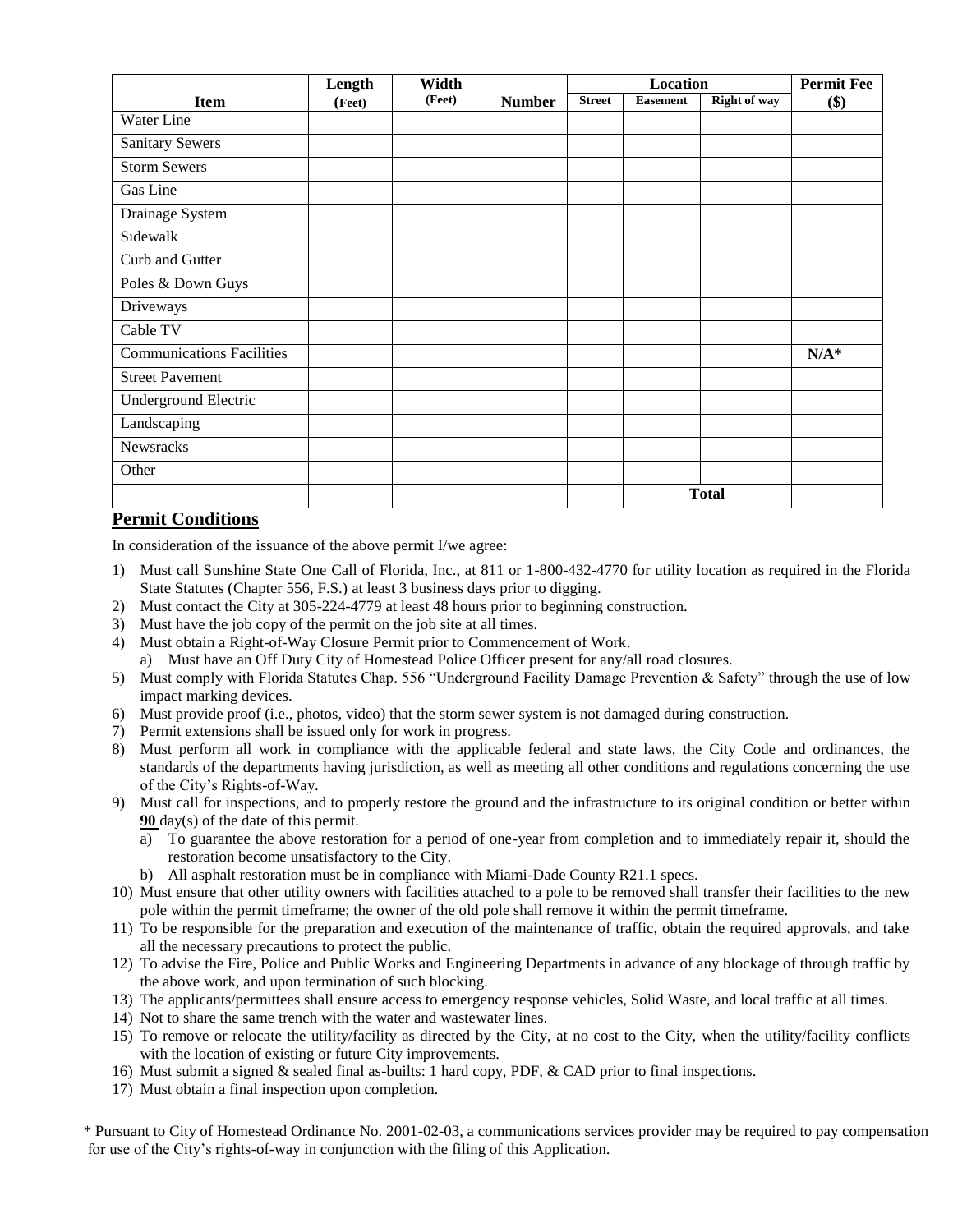| Item | Length (Feet) | Width (Feet) | Number | Location | | | Permit Fee ($) |
|---|---|---|---|---|---|---|---|
| | | | | Street | Easement | Right of way | |
| Water Line | | | | | | | |
| Sanitary Sewers | | | | | | | |
| Storm Sewers | | | | | | | |
| Gas Line | | | | | | | |
| Drainage System | | | | | | | |
| Sidewalk | | | | | | | |
| Curb and Gutter | | | | | | | |
| Poles & Down Guys | | | | | | | |
| Driveways | | | | | | | |
| Cable TV | | | | | | | |
| Communications Facilities | | | | | | | **N/A*** |
| Street Pavement | | | | | | | |
| Underground Electric | | | | | | | |
| Landscaping | | | | | | | |
| Newsracks | | | | | | | |
| Other | | | | | | | |
| | | | | | **Total** | | |

## Permit Conditions

In consideration of the issuance of the above permit I/we agree:

1) Must call Sunshine State One Call of Florida, Inc., at 811 or 1-800-432-4770 for utility location as required in the Florida State Statutes (Chapter 556, F.S.) at least 3 business days prior to digging.
2) Must contact the City at 305-224-4779 at least 48 hours prior to beginning construction.
3) Must have the job copy of the permit on the job site at all times.
4) Must obtain a Right-of-Way Closure Permit prior to Commencement of Work.
   a) Must have an Off Duty City of Homestead Police Officer present for any/all road closures.
5) Must comply with Florida Statutes Chap. 556 "Underground Facility Damage Prevention & Safety" through the use of low impact marking devices.
6) Must provide proof (i.e., photos, video) that the storm sewer system is not damaged during construction.
7) Permit extensions shall be issued only for work in progress.
8) Must perform all work in compliance with the applicable federal and state laws, the City Code and ordinances, the standards of the departments having jurisdiction, as well as meeting all other conditions and regulations concerning the use of the City's Rights-of-Way.
9) Must call for inspections, and to properly restore the ground and the infrastructure to its original condition or better within **90** day(s) of the date of this permit.
   a) To guarantee the above restoration for a period of one-year from completion and to immediately repair it, should the restoration become unsatisfactory to the City.
   b) All asphalt restoration must be in compliance with Miami-Dade County R21.1 specs.
10) Must ensure that other utility owners with facilities attached to a pole to be removed shall transfer their facilities to the new pole within the permit timeframe; the owner of the old pole shall remove it within the permit timeframe.
11) To be responsible for the preparation and execution of the maintenance of traffic, obtain the required approvals, and take all the necessary precautions to protect the public.
12) To advise the Fire, Police and Public Works and Engineering Departments in advance of any blockage of through traffic by the above work, and upon termination of such blocking.
13) The applicants/permittees shall ensure access to emergency response vehicles, Solid Waste, and local traffic at all times.
14) Not to share the same trench with the water and wastewater lines.
15) To remove or relocate the utility/facility as directed by the City, at no cost to the City, when the utility/facility conflicts with the location of existing or future City improvements.
16) Must submit a signed & sealed final as-builts: 1 hard copy, PDF, & CAD prior to final inspections.
17) Must obtain a final inspection upon completion.

* Pursuant to City of Homestead Ordinance No. 2001-02-03, a communications services provider may be required to pay compensation for use of the City's rights-of-way in conjunction with the filing of this Application.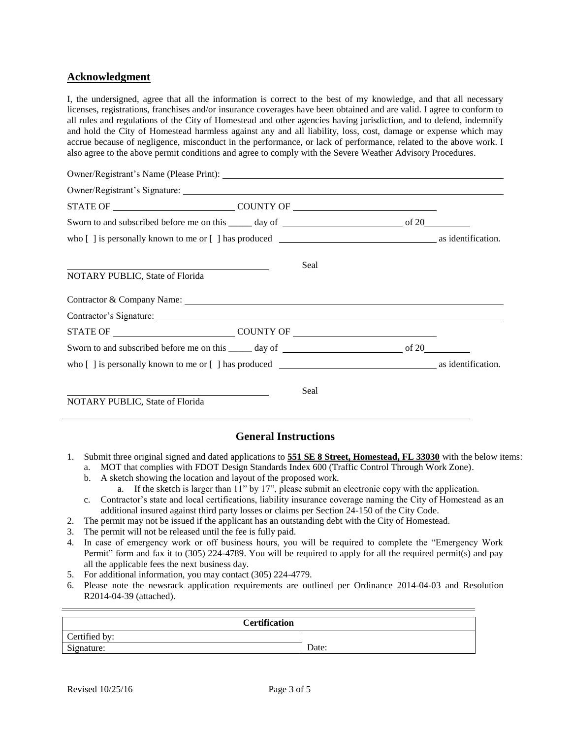## Acknowledgment

I, the undersigned, agree that all the information is correct to the best of my knowledge, and that all necessary licenses, registrations, franchises and/or insurance coverages have been obtained and are valid. I agree to conform to all rules and regulations of the City of Homestead and other agencies having jurisdiction, and to defend, indemnify and hold the City of Homestead harmless against any and all liability, loss, cost, damage or expense which may accrue because of negligence, misconduct in the performance, or lack of performance, related to the above work. I also agree to the above permit conditions and agree to comply with the Severe Weather Advisory Procedures.

Owner/Registrant's Name (Please Print): ______________________________

Owner/Registrant's Signature: ______________________________

STATE OF ____________________ COUNTY OF ____________________

Sworn to and subscribed before me on this _____ day of ____________________ of 20________

who [ ] is personally known to me or [ ] has produced ______________________________ as identification.

______________________________ Seal

NOTARY PUBLIC, State of Florida

Contractor & Company Name: ______________________________

Contractor's Signature: ______________________________

STATE OF ____________________ COUNTY OF ____________________

Sworn to and subscribed before me on this _____ day of ____________________ of 20________

who [ ] is personally known to me or [ ] has produced ______________________________ as identification.

______________________________ Seal

NOTARY PUBLIC, State of Florida

---

## General Instructions

1. Submit three original signed and dated applications to **551 SE 8 Street, Homestead, FL 33030** with the below items:
   a. MOT that complies with FDOT Design Standards Index 600 (Traffic Control Through Work Zone).
   b. A sketch showing the location and layout of the proposed work.
      a. If the sketch is larger than 11" by 17", please submit an electronic copy with the application.
   c. Contractor's state and local certifications, liability insurance coverage naming the City of Homestead as an additional insured against third party losses or claims per Section 24-150 of the City Code.
2. The permit may not be issued if the applicant has an outstanding debt with the City of Homestead.
3. The permit will not be released until the fee is fully paid.
4. In case of emergency work or off business hours, you will be required to complete the "Emergency Work Permit" form and fax it to (305) 224-4789. You will be required to apply for all the required permit(s) and pay all the applicable fees the next business day.
5. For additional information, you may contact (305) 224-4779.
6. Please note the newsrack application requirements are outlined per Ordinance 2014-04-03 and Resolution R2014-04-39 (attached).

---

| Certification | |
|---|---|
| Certified by: | |
| Signature: | Date: |

Revised 10/25/16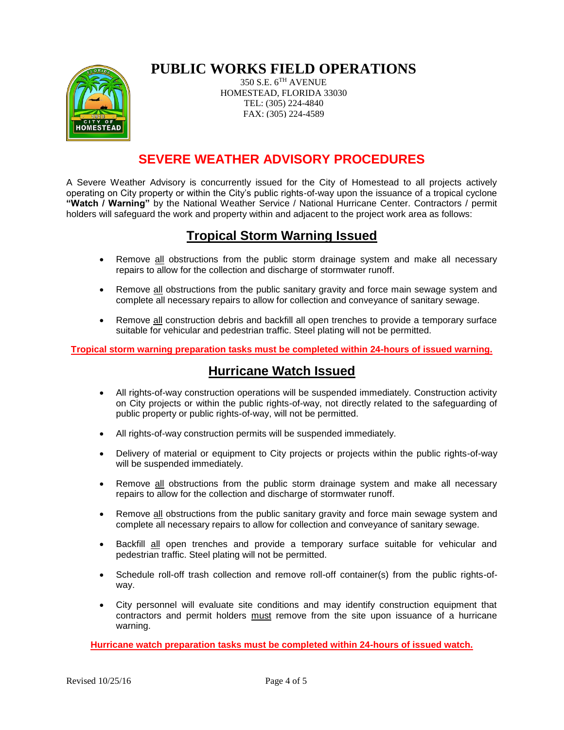# PUBLIC WORKS FIELD OPERATIONS

350 S.E. 6TH AVENUE
HOMESTEAD, FLORIDA 33030
TEL: (305) 224-4840
FAX: (305) 224-4589

## SEVERE WEATHER ADVISORY PROCEDURES

A Severe Weather Advisory is concurrently issued for the City of Homestead to all projects actively operating on City property or within the City's public rights-of-way upon the issuance of a tropical cyclone **"Watch / Warning"** by the National Weather Service / National Hurricane Center. Contractors / permit holders will safeguard the work and property within and adjacent to the project work area as follows:

## Tropical Storm Warning Issued

- Remove all obstructions from the public storm drainage system and make all necessary repairs to allow for the collection and discharge of stormwater runoff.
- Remove all obstructions from the public sanitary gravity and force main sewage system and complete all necessary repairs to allow for collection and conveyance of sanitary sewage.
- Remove all construction debris and backfill all open trenches to provide a temporary surface suitable for vehicular and pedestrian traffic. Steel plating will not be permitted.

**Tropical storm warning preparation tasks must be completed within 24-hours of issued warning.**

## Hurricane Watch Issued

- All rights-of-way construction operations will be suspended immediately. Construction activity on City projects or within the public rights-of-way, not directly related to the safeguarding of public property or public rights-of-way, will not be permitted.
- All rights-of-way construction permits will be suspended immediately.
- Delivery of material or equipment to City projects or projects within the public rights-of-way will be suspended immediately.
- Remove all obstructions from the public storm drainage system and make all necessary repairs to allow for the collection and discharge of stormwater runoff.
- Remove all obstructions from the public sanitary gravity and force main sewage system and complete all necessary repairs to allow for collection and conveyance of sanitary sewage.
- Backfill all open trenches and provide a temporary surface suitable for vehicular and pedestrian traffic. Steel plating will not be permitted.
- Schedule roll-off trash collection and remove roll-off container(s) from the public rights-of-way.
- City personnel will evaluate site conditions and may identify construction equipment that contractors and permit holders must remove from the site upon issuance of a hurricane warning.

**Hurricane watch preparation tasks must be completed within 24-hours of issued watch.**

Revised 10/25/16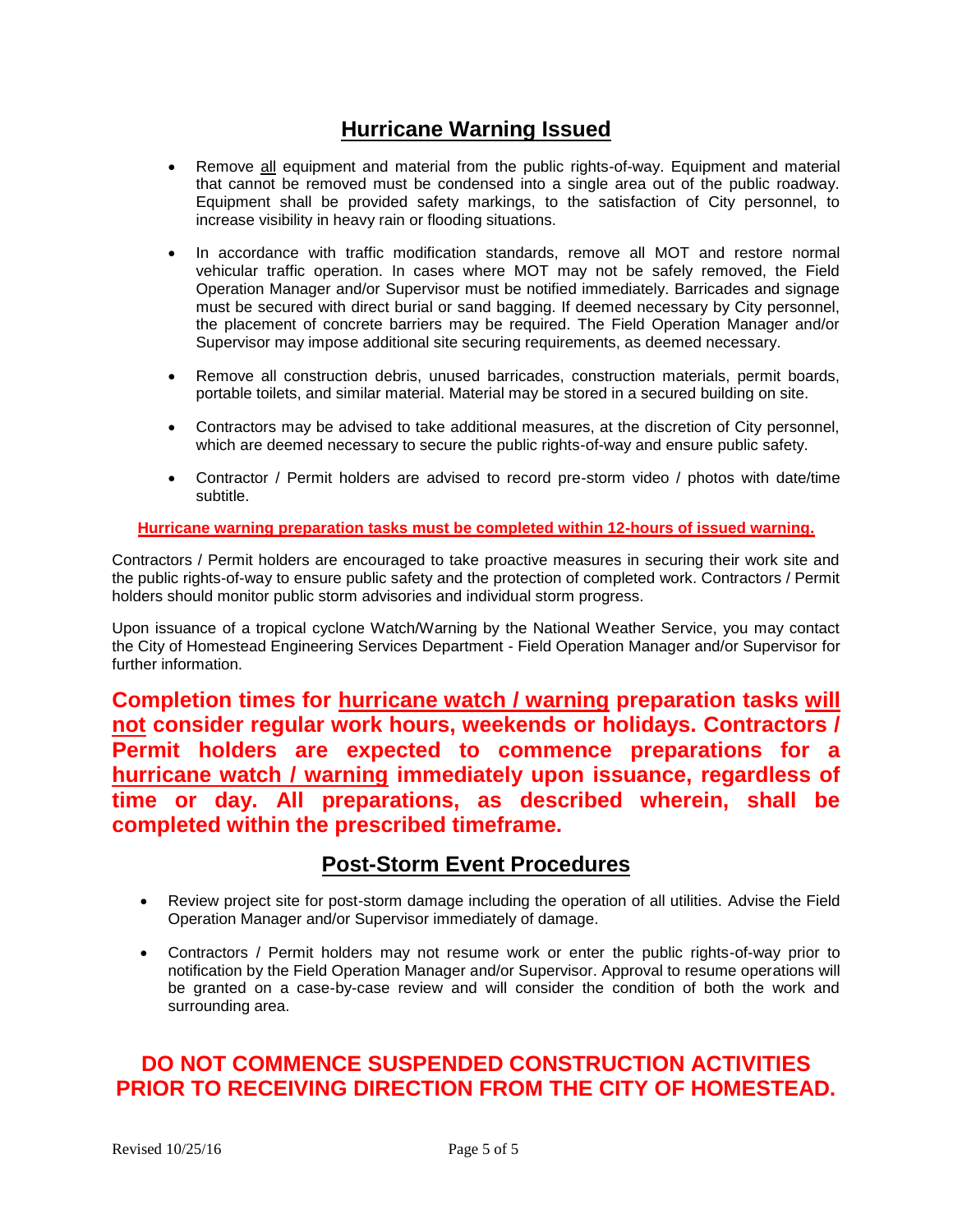## Hurricane Warning Issued

- Remove all equipment and material from the public rights-of-way. Equipment and material that cannot be removed must be condensed into a single area out of the public roadway. Equipment shall be provided safety markings, to the satisfaction of City personnel, to increase visibility in heavy rain or flooding situations.

- In accordance with traffic modification standards, remove all MOT and restore normal vehicular traffic operation. In cases where MOT may not be safely removed, the Field Operation Manager and/or Supervisor must be notified immediately. Barricades and signage must be secured with direct burial or sand bagging. If deemed necessary by City personnel, the placement of concrete barriers may be required. The Field Operation Manager and/or Supervisor may impose additional site securing requirements, as deemed necessary.

- Remove all construction debris, unused barricades, construction materials, permit boards, portable toilets, and similar material. Material may be stored in a secured building on site.

- Contractors may be advised to take additional measures, at the discretion of City personnel, which are deemed necessary to secure the public rights-of-way and ensure public safety.

- Contractor / Permit holders are advised to record pre-storm video / photos with date/time subtitle.

**Hurricane warning preparation tasks must be completed within 12-hours of issued warning.**

Contractors / Permit holders are encouraged to take proactive measures in securing their work site and the public rights-of-way to ensure public safety and the protection of completed work. Contractors / Permit holders should monitor public storm advisories and individual storm progress.

Upon issuance of a tropical cyclone Watch/Warning by the National Weather Service, you may contact the City of Homestead Engineering Services Department - Field Operation Manager and/or Supervisor for further information.

**Completion times for hurricane watch / warning preparation tasks will not consider regular work hours, weekends or holidays. Contractors / Permit holders are expected to commence preparations for a hurricane watch / warning immediately upon issuance, regardless of time or day. All preparations, as described wherein, shall be completed within the prescribed timeframe.**

## Post-Storm Event Procedures

- Review project site for post-storm damage including the operation of all utilities. Advise the Field Operation Manager and/or Supervisor immediately of damage.

- Contractors / Permit holders may not resume work or enter the public rights-of-way prior to notification by the Field Operation Manager and/or Supervisor. Approval to resume operations will be granted on a case-by-case review and will consider the condition of both the work and surrounding area.

**DO NOT COMMENCE SUSPENDED CONSTRUCTION ACTIVITIES PRIOR TO RECEIVING DIRECTION FROM THE CITY OF HOMESTEAD.**

Revised 10/25/16